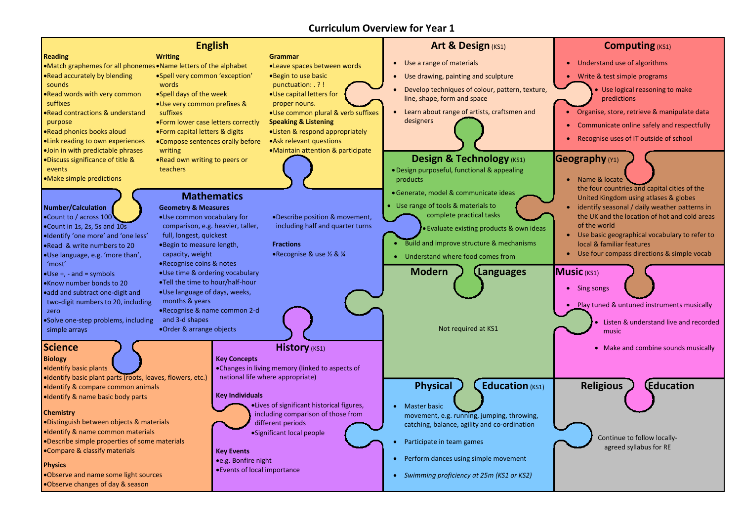# Curriculum Overview for Year 1

## English

### Reading

- Match graphemes for all phonemes
- Read accurately by blending sounds
- Read words with very common suffixes
- Read contractions & understand purpose
- Read phonics books aloud
- Link reading to own experiences
- Join in with predictable phrases
- Discuss significance of title & events
- Make simple predictions

### Writing

- Name letters of the alphabet
- Spell very common 'exception' words
- Spell days of the week
- Use very common prefixes & suffixes
- Form lower case letters correctly
- Form capital letters & digits
- Compose sentences orally before writing
- Read own writing to peers or teachers

### Grammar

- Leave spaces between words
- Begin to use basic punctuation: . ? !
- Use capital letters for proper nouns.
- Use common plural & verb suffixes

### Speaking & Listening

- Listen & respond appropriately
- Ask relevant questions
- Maintain attention & participate

## Art & Design (KS1)

- Use a range of materials
- Use drawing, painting and sculpture
- Develop techniques of colour, pattern, texture, line, shape, form and space
- Learn about range of artists, craftsmen and designers

## Computing (KS1)

- Understand use of algorithms
- Write & test simple programs
- Use logical reasoning to make predictions
- Organise, store, retrieve & manipulate data
- Communicate online safely and respectfully
- Recognise uses of IT outside of school

## Mathematics

### Number/Calculation

- Count to / across 100
- Count in 1s, 2s, 5s and 10s
- Identify 'one more' and 'one less'
- Read & write numbers to 20
- Use language, e.g. 'more than', 'most'
- Use +, - and = symbols
- Know number bonds to 20
- add and subtract one-digit and two-digit numbers to 20, including zero
- Solve one-step problems, including simple arrays

### Geometry & Measures

- Use common vocabulary for comparison, e.g. heavier, taller, full, longest, quickest
- Begin to measure length, capacity, weight
- Recognise coins & notes
- Use time & ordering vocabulary
- Tell the time to hour/half-hour
- Use language of days, weeks, months & years
- Recognise & name common 2-d and 3-d shapes
- Order & arrange objects
- Describe position & movement, including half and quarter turns

### Fractions

- Recognise & use ½ & ¼

## Design & Technology (KS1)

- Design purposeful, functional & appealing products
- Generate, model & communicate ideas
- Use range of tools & materials to complete practical tasks
- Evaluate existing products & own ideas
- Build and improve structure & mechanisms
- Understand where food comes from

## Geography (Y1)

- Name & locate the four countries and capital cities of the United Kingdom using atlases & globes
- identify seasonal / daily weather patterns in the UK and the location of hot and cold areas of the world
- Use basic geographical vocabulary to refer to local & familiar features
- Use four compass directions & simple vocab

## Modern Languages

Not required at KS1

## Music (KS1)

- Sing songs
- Play tuned & untuned instruments musically
- Listen & understand live and recorded music
- Make and combine sounds musically

## Science

### Biology

- Identify basic plants
- Identify basic plant parts (roots, leaves, flowers, etc.)
- Identify & compare common animals
- Identify & name basic body parts

### Chemistry

- Distinguish between objects & materials
- Identify & name common materials
- Describe simple properties of some materials
- Compare & classify materials

### Physics

- Observe and name some light sources
- Observe changes of day & season

## History (KS1)

### Key Concepts

- Changes in living memory (linked to aspects of national life where appropriate)

### Key Individuals

- Lives of significant historical figures, including comparison of those from different periods
- Significant local people

### Key Events

- e.g. Bonfire night
- Events of local importance

## Physical Education (KS1)

- Master basic movement, e.g. running, jumping, throwing, catching, balance, agility and co-ordination
- Participate in team games
- Perform dances using simple movement
- *Swimming proficiency at 25m (KS1 or KS2)*

## Religious Education

Continue to follow locally-agreed syllabus for RE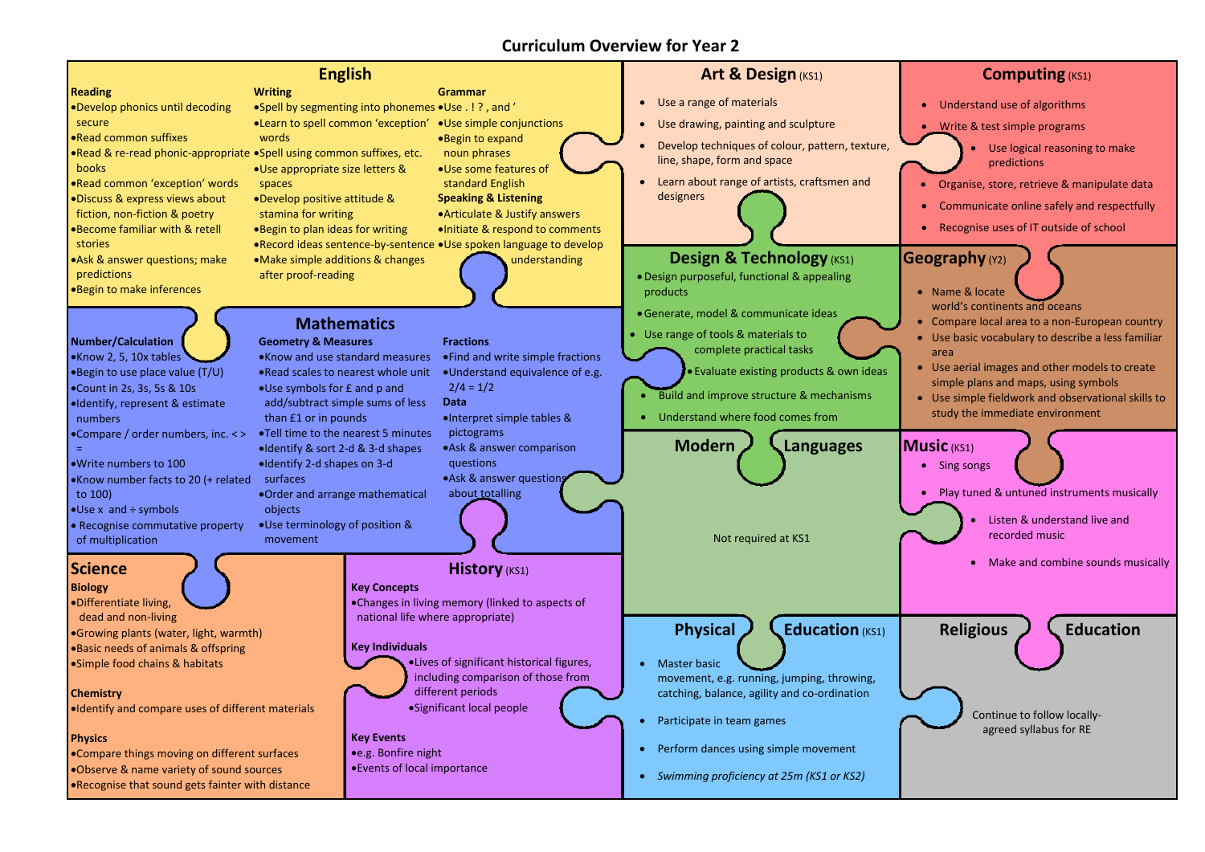# Curriculum Overview for Year 2

## English

### Reading
- Develop phonics until decoding secure
- Read common suffixes
- Read & re-read phonic-appropriate books
- Read common 'exception' words
- Discuss & express views about fiction, non-fiction & poetry
- Become familiar with & retell stories
- Ask & answer questions; make predictions
- Begin to make inferences

### Writing
- Spell by segmenting into phonemes
- Learn to spell common 'exception' words
- Spell using common suffixes, etc.
- Use appropriate size letters & spaces
- Develop positive attitude & stamina for writing
- Begin to plan ideas for writing
- Record ideas sentence-by-sentence
- Make simple additions & changes after proof-reading

### Grammar
- Use . ! ? , and '
- Use simple conjunctions
- Begin to expand noun phrases
- Use some features of standard English

### Speaking & Listening
- Articulate & Justify answers
- Initiate & respond to comments
- Use spoken language to develop understanding

## Art & Design (KS1)
- Use a range of materials
- Use drawing, painting and sculpture
- Develop techniques of colour, pattern, texture, line, shape, form and space
- Learn about range of artists, craftsmen and designers

## Computing (KS1)
- Understand use of algorithms
- Write & test simple programs
- Use logical reasoning to make predictions
- Organise, store, retrieve & manipulate data
- Communicate online safely and respectfully
- Recognise uses of IT outside of school

## Mathematics

### Number/Calculation
- Know 2, 5, 10x tables
- Begin to use place value (T/U)
- Count in 2s, 3s, 5s & 10s
- Identify, represent & estimate numbers
- Compare / order numbers, inc. < > =
- Write numbers to 100
- Know number facts to 20 (+ related to 100)
- Use x and ÷ symbols
- Recognise commutative property of multiplication

### Geometry & Measures
- Know and use standard measures
- Read scales to nearest whole unit
- Use symbols for £ and p and add/subtract simple sums of less than £1 or in pounds
- Tell time to the nearest 5 minutes
- Identify & sort 2-d & 3-d shapes
- Identify 2-d shapes on 3-d surfaces
- Order and arrange mathematical objects
- Use terminology of position & movement

### Fractions
- Find and write simple fractions
- Understand equivalence of e.g. $2/4 = 1/2$

### Data
- Interpret simple tables & pictograms
- Ask & answer comparison questions
- Ask & answer questions about totalling

## Design & Technology (KS1)
- Design purposeful, functional & appealing products
- Generate, model & communicate ideas
- Use range of tools & materials to complete practical tasks
- Evaluate existing products & own ideas
- Build and improve structure & mechanisms
- Understand where food comes from

## Geography (Y2)
- Name & locate world's continents and oceans
- Compare local area to a non-European country
- Use basic vocabulary to describe a less familiar area
- Use aerial images and other models to create simple plans and maps, using symbols
- Use simple fieldwork and observational skills to study the immediate environment

## Modern Languages
Not required at KS1

## Music (KS1)
- Sing songs
- Play tuned & untuned instruments musically
- Listen & understand live and recorded music
- Make and combine sounds musically

## Science

### Biology
- Differentiate living, dead and non-living
- Growing plants (water, light, warmth)
- Basic needs of animals & offspring
- Simple food chains & habitats

### Chemistry
- Identify and compare uses of different materials

### Physics
- Compare things moving on different surfaces
- Observe & name variety of sound sources
- Recognise that sound gets fainter with distance

## History (KS1)

### Key Concepts
- Changes in living memory (linked to aspects of national life where appropriate)

### Key Individuals
- Lives of significant historical figures, including comparison of those from different periods
- Significant local people

### Key Events
- e.g. Bonfire night
- Events of local importance

## Physical Education (KS1)
- Master basic movement, e.g. running, jumping, throwing, catching, balance, agility and co-ordination
- Participate in team games
- Perform dances using simple movement
- *Swimming proficiency at 25m (KS1 or KS2)*

## Religious Education
Continue to follow locally-agreed syllabus for RE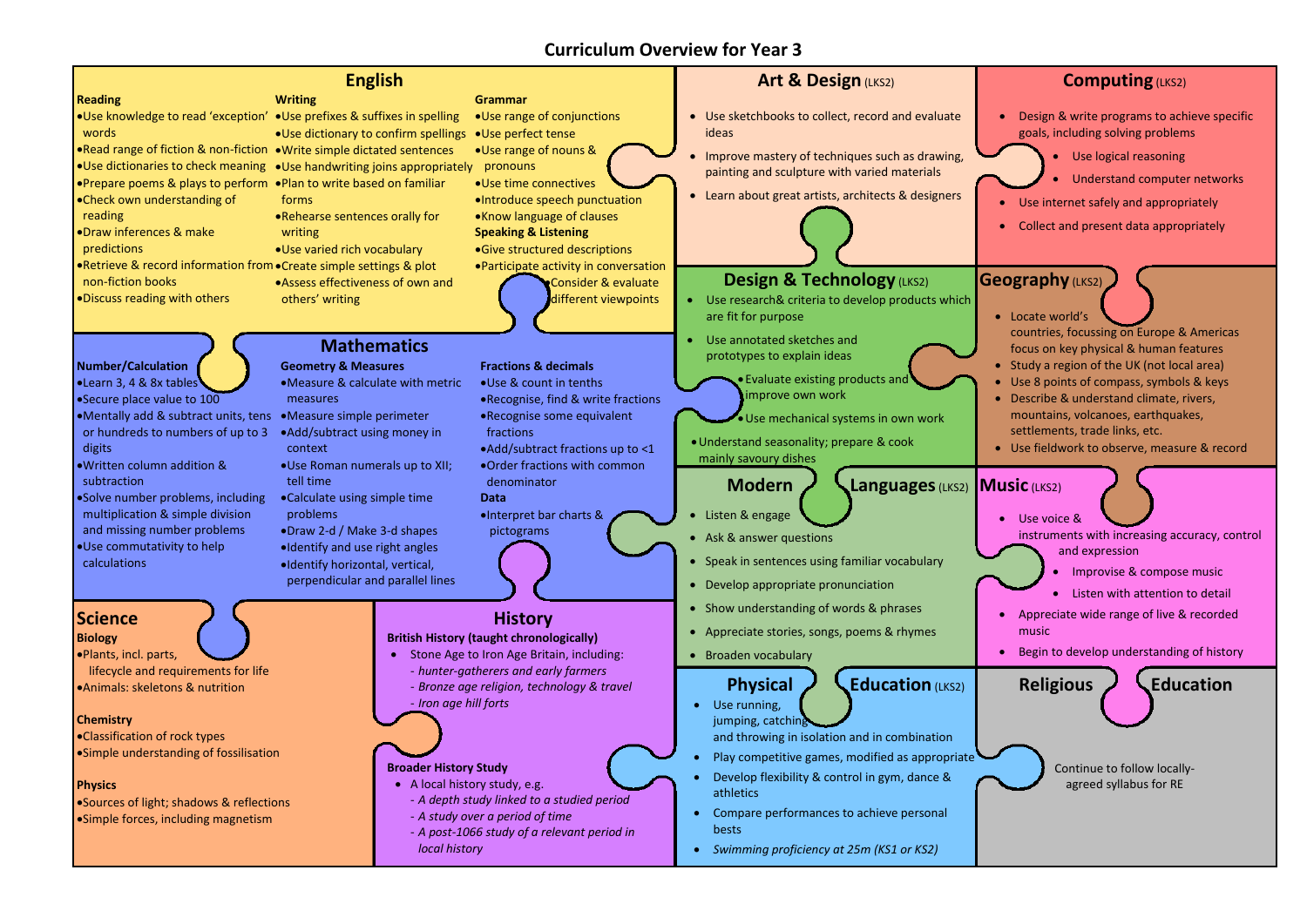# Curriculum Overview for Year 3

## English

### Reading
- Use knowledge to read 'exception' words
- Read range of fiction & non-fiction
- Use dictionaries to check meaning
- Prepare poems & plays to perform
- Check own understanding of reading
- Draw inferences & make predictions
- Retrieve & record information from non-fiction books
- Discuss reading with others

### Writing
- Use prefixes & suffixes in spelling
- Use dictionary to confirm spellings
- Write simple dictated sentences
- Use handwriting joins appropriately
- Plan to write based on familiar forms
- Rehearse sentences orally for writing
- Use varied rich vocabulary
- Create simple settings & plot
- Assess effectiveness of own and others' writing

### Grammar
- Use range of conjunctions
- Use perfect tense
- Use range of nouns & pronouns
- Use time connectives
- Introduce speech punctuation
- Know language of clauses

### Speaking & Listening
- Give structured descriptions
- Participate activity in conversation
- Consider & evaluate different viewpoints

## Art & Design (LKS2)
- Use sketchbooks to collect, record and evaluate ideas
- Improve mastery of techniques such as drawing, painting and sculpture with varied materials
- Learn about great artists, architects & designers

## Computing (LKS2)
- Design & write programs to achieve specific goals, including solving problems
- Use logical reasoning
- Understand computer networks
- Use internet safely and appropriately
- Collect and present data appropriately

## Mathematics

### Number/Calculation
- Learn 3, 4 & 8x tables
- Secure place value to 100
- Mentally add & subtract units, tens or hundreds to numbers of up to 3 digits
- Written column addition & subtraction
- Solve number problems, including multiplication & simple division and missing number problems
- Use commutativity to help calculations

### Geometry & Measures
- Measure & calculate with metric measures
- Measure simple perimeter
- Add/subtract using money in context
- Use Roman numerals up to XII; tell time
- Calculate using simple time problems
- Draw 2-d / Make 3-d shapes
- Identify and use right angles
- Identify horizontal, vertical, perpendicular and parallel lines

### Fractions & decimals
- Use & count in tenths
- Recognise, find & write fractions
- Recognise some equivalent fractions
- Add/subtract fractions up to <1
- Order fractions with common denominator

### Data
- Interpret bar charts & pictograms

## Design & Technology (LKS2)
- Use research& criteria to develop products which are fit for purpose
- Use annotated sketches and prototypes to explain ideas
- Evaluate existing products and improve own work
- Use mechanical systems in own work
- Understand seasonality; prepare & cook mainly savoury dishes

## Geography (LKS2)
- Locate world's countries, focussing on Europe & Americas focus on key physical & human features
- Study a region of the UK (not local area)
- Use 8 points of compass, symbols & keys
- Describe & understand climate, rivers, mountains, volcanoes, earthquakes, settlements, trade links, etc.
- Use fieldwork to observe, measure & record

## Modern Languages (LKS2)
- Listen & engage
- Ask & answer questions
- Speak in sentences using familiar vocabulary
- Develop appropriate pronunciation
- Show understanding of words & phrases
- Appreciate stories, songs, poems & rhymes
- Broaden vocabulary

## Music (LKS2)
- Use voice & instruments with increasing accuracy, control and expression
- Improvise & compose music
- Listen with attention to detail
- Appreciate wide range of live & recorded music
- Begin to develop understanding of history

## Science

### Biology
- Plants, incl. parts, lifecycle and requirements for life
- Animals: skeletons & nutrition

### Chemistry
- Classification of rock types
- Simple understanding of fossilisation

### Physics
- Sources of light; shadows & reflections
- Simple forces, including magnetism

## History

### British History (taught chronologically)
- Stone Age to Iron Age Britain, including:
  - *hunter-gatherers and early farmers*
  - *Bronze age religion, technology & travel*
  - *Iron age hill forts*

### Broader History Study
- A local history study, e.g.
  - *A depth study linked to a studied period*
  - *A study over a period of time*
  - *A post-1066 study of a relevant period in local history*

## Physical Education (LKS2)
- Use running, jumping, catching and throwing in isolation and in combination
- Play competitive games, modified as appropriate
- Develop flexibility & control in gym, dance & athletics
- Compare performances to achieve personal bests
- *Swimming proficiency at 25m (KS1 or KS2)*

## Religious Education

Continue to follow locally-agreed syllabus for RE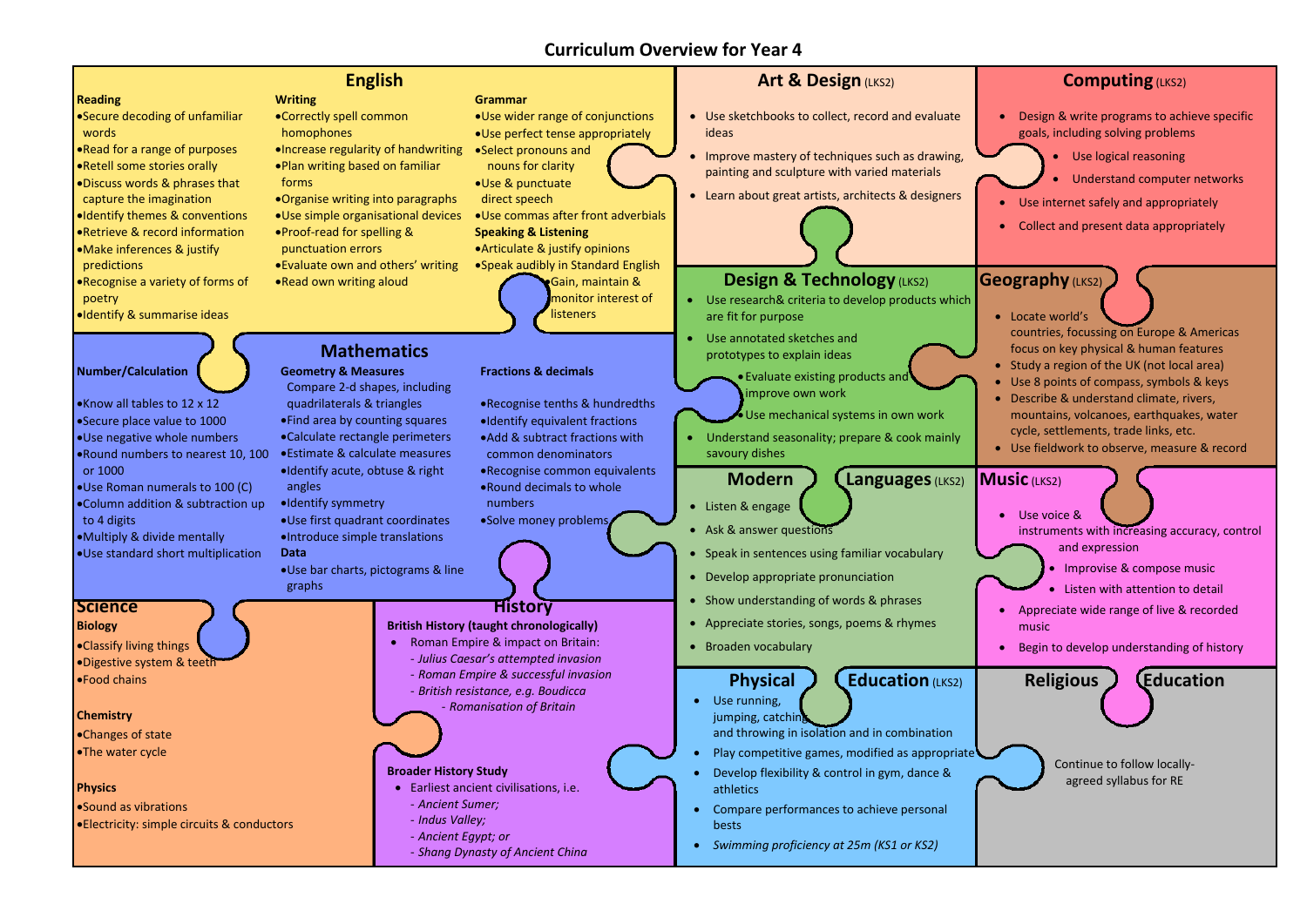# Curriculum Overview for Year 4

## English

**Reading**

- Secure decoding of unfamiliar words
- Read for a range of purposes
- Retell some stories orally
- Discuss words & phrases that capture the imagination
- Identify themes & conventions
- Retrieve & record information
- Make inferences & justify predictions
- Recognise a variety of forms of poetry
- Identify & summarise ideas

**Writing**

- Correctly spell common homophones
- Increase regularity of handwriting
- Plan writing based on familiar forms
- Organise writing into paragraphs
- Use simple organisational devices
- Proof-read for spelling & punctuation errors
- Evaluate own and others' writing
- Read own writing aloud

**Grammar**

- Use wider range of conjunctions
- Use perfect tense appropriately
- Select pronouns and nouns for clarity
- Use & punctuate direct speech
- Use commas after front adverbials

**Speaking & Listening**

- Articulate & justify opinions
- Speak audibly in Standard English
- Gain, maintain & monitor interest of listeners

## Art & Design (LKS2)

- Use sketchbooks to collect, record and evaluate ideas
- Improve mastery of techniques such as drawing, painting and sculpture with varied materials
- Learn about great artists, architects & designers

## Computing (LKS2)

- Design & write programs to achieve specific goals, including solving problems
- Use logical reasoning
- Understand computer networks
- Use internet safely and appropriately
- Collect and present data appropriately

## Mathematics

**Number/Calculation**

- Know all tables to 12 x 12
- Secure place value to 1000
- Use negative whole numbers
- Round numbers to nearest 10, 100 or 1000
- Use Roman numerals to 100 (C)
- Column addition & subtraction up to 4 digits
- Multiply & divide mentally
- Use standard short multiplication

**Geometry & Measures**

- Compare 2-d shapes, including quadrilaterals & triangles
- Find area by counting squares
- Calculate rectangle perimeters
- Estimate & calculate measures
- Identify acute, obtuse & right angles
- Identify symmetry
- Use first quadrant coordinates
- Introduce simple translations

**Data**

- Use bar charts, pictograms & line graphs

**Fractions & decimals**

- Recognise tenths & hundredths
- Identify equivalent fractions
- Add & subtract fractions with common denominators
- Recognise common equivalents
- Round decimals to whole numbers
- Solve money problems

## Design & Technology (LKS2)

- Use research& criteria to develop products which are fit for purpose
- Use annotated sketches and prototypes to explain ideas
- Evaluate existing products and improve own work
- Use mechanical systems in own work
- Understand seasonality; prepare & cook mainly savoury dishes

## Geography (LKS2)

- Locate world's countries, focussing on Europe & Americas focus on key physical & human features
- Study a region of the UK (not local area)
- Use 8 points of compass, symbols & keys
- Describe & understand climate, rivers, mountains, volcanoes, earthquakes, water cycle, settlements, trade links, etc.
- Use fieldwork to observe, measure & record

## Modern Languages (LKS2)

- Listen & engage
- Ask & answer questions
- Speak in sentences using familiar vocabulary
- Develop appropriate pronunciation
- Show understanding of words & phrases
- Appreciate stories, songs, poems & rhymes
- Broaden vocabulary

## Music (LKS2)

- Use voice & instruments with increasing accuracy, control and expression
- Improvise & compose music
- Listen with attention to detail
- Appreciate wide range of live & recorded music
- Begin to develop understanding of history

## Science

**Biology**

- Classify living things
- Digestive system & teeth
- Food chains

**Chemistry**

- Changes of state
- The water cycle

**Physics**

- Sound as vibrations
- Electricity: simple circuits & conductors

## History

**British History (taught chronologically)**

- Roman Empire & impact on Britain:
  - *Julius Caesar's attempted invasion*
  - *Roman Empire & successful invasion*
  - *British resistance, e.g. Boudicca*
  - *Romanisation of Britain*

**Broader History Study**

- Earliest ancient civilisations, i.e.
  - *Ancient Sumer;*
  - *Indus Valley;*
  - *Ancient Egypt; or*
  - *Shang Dynasty of Ancient China*

## Physical Education (LKS2)

- Use running, jumping, catching and throwing in isolation and in combination
- Play competitive games, modified as appropriate
- Develop flexibility & control in gym, dance & athletics
- Compare performances to achieve personal bests
- *Swimming proficiency at 25m (KS1 or KS2)*

## Religious Education

Continue to follow locally-agreed syllabus for RE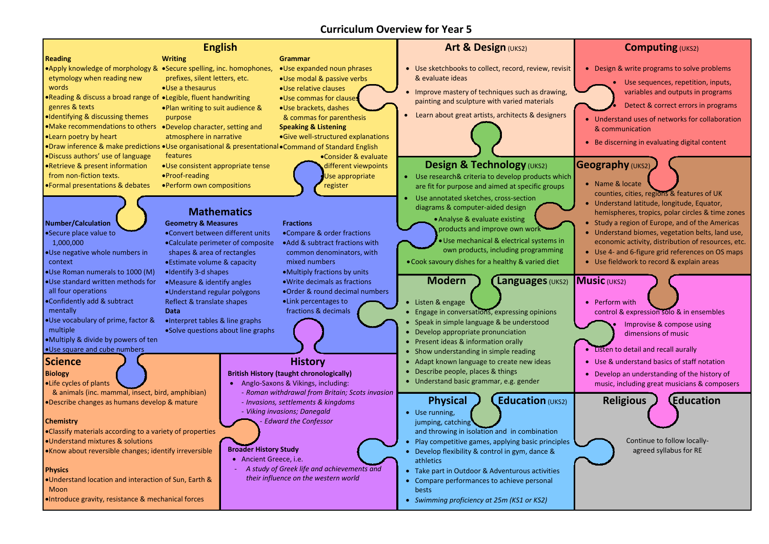# Curriculum Overview for Year 5

## English

### Reading

- Apply knowledge of morphology & etymology when reading new words
- Reading & discuss a broad range of genres & texts
- Identifying & discussing themes
- Make recommendations to others
- Learn poetry by heart
- Draw inference & make predictions
- Discuss authors' use of language
- Retrieve & present information from non-fiction texts.
- Formal presentations & debates

### Writing

- Secure spelling, inc. homophones, prefixes, silent letters, etc.
- Legible, fluent handwriting
- Plan writing to suit audience & purpose
- Develop character, setting and atmosphere in narrative
- Use organisational & presentational features
- Use consistent appropriate tense
- Proof-reading
- Perform own compositions

### Grammar

- Use expanded noun phrases
- Use modal & passive verbs
- Use relative clauses
- Use commas for clauses
- Use brackets, dashes & commas for parenthesis

### Speaking & Listening

- Give well-structured explanations
- Command of Standard English
- Consider & evaluate different viewpoints
- Use appropriate register

## Art & Design (UKS2)

- Use sketchbooks to collect, record, review, revisit & evaluate ideas
- Improve mastery of techniques such as drawing, painting and sculpture with varied materials
- Learn about great artists, architects & designers

## Computing (UKS2)

- Design & write programs to solve problems
  - Use sequences, repetition, inputs, variables and outputs in programs
  - Detect & correct errors in programs
- Understand uses of networks for collaboration & communication
- Be discerning in evaluating digital content

## Mathematics

### Number/Calculation

- Secure place value to 1,000,000
- Use negative whole numbers in context
- Use Roman numerals to 1000 (M)
- Use standard written methods for all four operations
- Confidently add & subtract mentally
- Use vocabulary of prime, factor & multiple
- Multiply & divide by powers of ten
- Use square and cube numbers

### Geometry & Measures

- Convert between different units
- Calculate perimeter of composite shapes & area of rectangles
- Estimate volume & capacity
- Identify 3-d shapes
- Measure & identify angles
- Understand regular polygons

Reflect & translate shapes

### Data

- Interpret tables & line graphs
- Solve questions about line graphs

### Fractions

- Compare & order fractions
- Add & subtract fractions with common denominators, with mixed numbers
- Multiply fractions by units
- Write decimals as fractions
- Order & round decimal numbers
- Link percentages to fractions & decimals

## Design & Technology (UKS2)

- Use research& criteria to develop products which are fit for purpose and aimed at specific groups
- Use annotated sketches, cross-section diagrams & computer-aided design
- Analyse & evaluate existing products and improve own work
- Use mechanical & electrical systems in own products, including programming
- Cook savoury dishes for a healthy & varied diet

## Geography (UKS2)

- Name & locate counties, cities, regions & features of UK
- Understand latitude, longitude, Equator, hemispheres, tropics, polar circles & time zones
- Study a region of Europe, and of the Americas
- Understand biomes, vegetation belts, land use, economic activity, distribution of resources, etc.
- Use 4- and 6-figure grid references on OS maps
- Use fieldwork to record & explain areas

## Modern Languages (UKS2)

- Listen & engage
- Engage in conversations, expressing opinions
- Speak in simple language & be understood
- Develop appropriate pronunciation
- Present ideas & information orally
- Show understanding in simple reading
- Adapt known language to create new ideas
- Describe people, places & things
- Understand basic grammar, e.g. gender

## Music (UKS2)

- Perform with control & expression solo & in ensembles
  - Improvise & compose using dimensions of music
- Listen to detail and recall aurally
- Use & understand basics of staff notation
- Develop an understanding of the history of music, including great musicians & composers

## Science

### Biology

- Life cycles of plants & animals (inc. mammal, insect, bird, amphibian)
- Describe changes as humans develop & mature

### Chemistry

- Classify materials according to a variety of properties
- Understand mixtures & solutions
- Know about reversible changes; identify irreversible

### Physics

- Understand location and interaction of Sun, Earth & Moon
- Introduce gravity, resistance & mechanical forces

## History

### British History (taught chronologically)

- Anglo-Saxons & Vikings, including:
  - *Roman withdrawal from Britain; Scots invasion*
  - *Invasions, settlements & kingdoms*
  - *Viking invasions; Danegald*
  - *Edward the Confessor*

### Broader History Study

- Ancient Greece, i.e.
  - *A study of Greek life and achievements and their influence on the western world*

## Physical Education (UKS2)

- Use running, jumping, catching and throwing in isolation and in combination
- Play competitive games, applying basic principles
- Develop flexibility & control in gym, dance & athletics
- Take part in Outdoor & Adventurous activities
- Compare performances to achieve personal bests
- *Swimming proficiency at 25m (KS1 or KS2)*

## Religious Education

Continue to follow locally-agreed syllabus for RE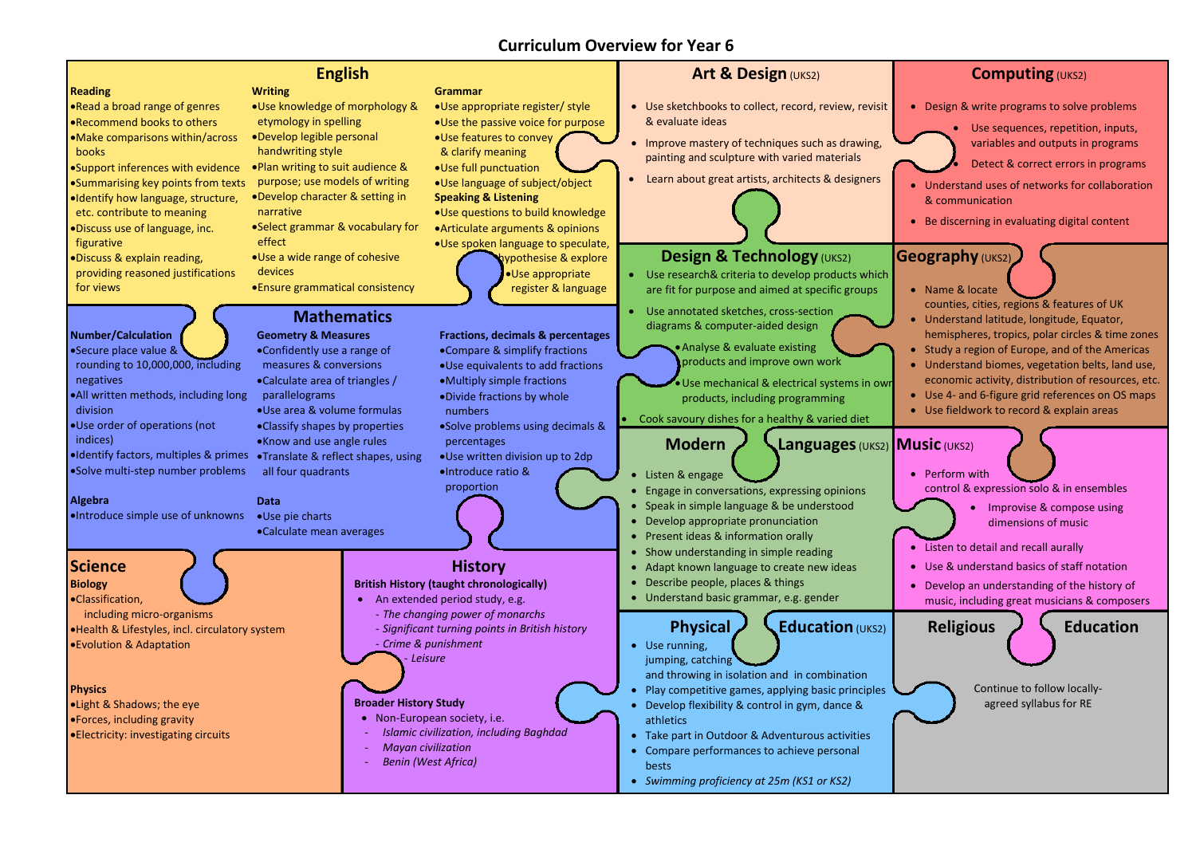# Curriculum Overview for Year 6

## English

**Reading**
- Read a broad range of genres
- Recommend books to others
- Make comparisons within/across books
- Support inferences with evidence
- Summarising key points from texts
- Identify how language, structure, etc. contribute to meaning
- Discuss use of language, inc. figurative
- Discuss & explain reading, providing reasoned justifications for views

**Writing**
- Use knowledge of morphology & etymology in spelling
- Develop legible personal handwriting style
- Plan writing to suit audience & purpose; use models of writing
- Develop character & setting in narrative
- Select grammar & vocabulary for effect
- Use a wide range of cohesive devices
- Ensure grammatical consistency

**Grammar**
- Use appropriate register/ style
- Use the passive voice for purpose
- Use features to convey & clarify meaning
- Use full punctuation
- Use language of subject/object

**Speaking & Listening**
- Use questions to build knowledge
- Articulate arguments & opinions
- Use spoken language to speculate, hypothesise & explore
- Use appropriate register & language

## Art & Design (UKS2)

- Use sketchbooks to collect, record, review, revisit & evaluate ideas
- Improve mastery of techniques such as drawing, painting and sculpture with varied materials
- Learn about great artists, architects & designers

## Computing (UKS2)

- Design & write programs to solve problems
  - Use sequences, repetition, inputs, variables and outputs in programs
  - Detect & correct errors in programs
- Understand uses of networks for collaboration & communication
- Be discerning in evaluating digital content

## Mathematics

**Number/Calculation**
- Secure place value & rounding to 10,000,000, including negatives
- All written methods, including long division
- Use order of operations (not indices)
- Identify factors, multiples & primes
- Solve multi-step number problems

**Algebra**
- Introduce simple use of unknowns

**Geometry & Measures**
- Confidently use a range of measures & conversions
- Calculate area of triangles / parallelograms
- Use area & volume formulas
- Classify shapes by properties
- Know and use angle rules
- Translate & reflect shapes, using all four quadrants

**Data**
- Use pie charts
- Calculate mean averages

**Fractions, decimals & percentages**
- Compare & simplify fractions
- Use equivalents to add fractions
- Multiply simple fractions
- Divide fractions by whole numbers
- Solve problems using decimals & percentages
- Use written division up to 2dp
- Introduce ratio & proportion

## Design & Technology (UKS2)

- Use research& criteria to develop products which are fit for purpose and aimed at specific groups
- Use annotated sketches, cross-section diagrams & computer-aided design
- Analyse & evaluate existing products and improve own work
- Use mechanical & electrical systems in own products, including programming
- Cook savoury dishes for a healthy & varied diet

## Geography (UKS2)

- Name & locate counties, cities, regions & features of UK
- Understand latitude, longitude, Equator, hemispheres, tropics, polar circles & time zones
- Study a region of Europe, and of the Americas
- Understand biomes, vegetation belts, land use, economic activity, distribution of resources, etc.
- Use 4- and 6-figure grid references on OS maps
- Use fieldwork to record & explain areas

## Modern Languages (UKS2)

- Listen & engage
- Engage in conversations, expressing opinions
- Speak in simple language & be understood
- Develop appropriate pronunciation
- Present ideas & information orally
- Show understanding in simple reading
- Adapt known language to create new ideas
- Describe people, places & things
- Understand basic grammar, e.g. gender

## Music (UKS2)

- Perform with control & expression solo & in ensembles
  - Improvise & compose using dimensions of music
- Listen to detail and recall aurally
- Use & understand basics of staff notation
- Develop an understanding of the history of music, including great musicians & composers

## Science

**Biology**
- Classification, including micro-organisms
- Health & Lifestyles, incl. circulatory system
- Evolution & Adaptation

**Physics**
- Light & Shadows; the eye
- Forces, including gravity
- Electricity: investigating circuits

## History

**British History (taught chronologically)**
- An extended period study, e.g.
  - *The changing power of monarchs*
  - *Significant turning points in British history*
  - *Crime & punishment*
  - *Leisure*

**Broader History Study**
- Non-European society, i.e.
  - *Islamic civilization, including Baghdad*
  - *Mayan civilization*
  - *Benin (West Africa)*

## Physical Education (UKS2)

- Use running, jumping, catching and throwing in isolation and in combination
- Play competitive games, applying basic principles
- Develop flexibility & control in gym, dance & athletics
- Take part in Outdoor & Adventurous activities
- Compare performances to achieve personal bests
- *Swimming proficiency at 25m (KS1 or KS2)*

## Religious Education

Continue to follow locally-agreed syllabus for RE